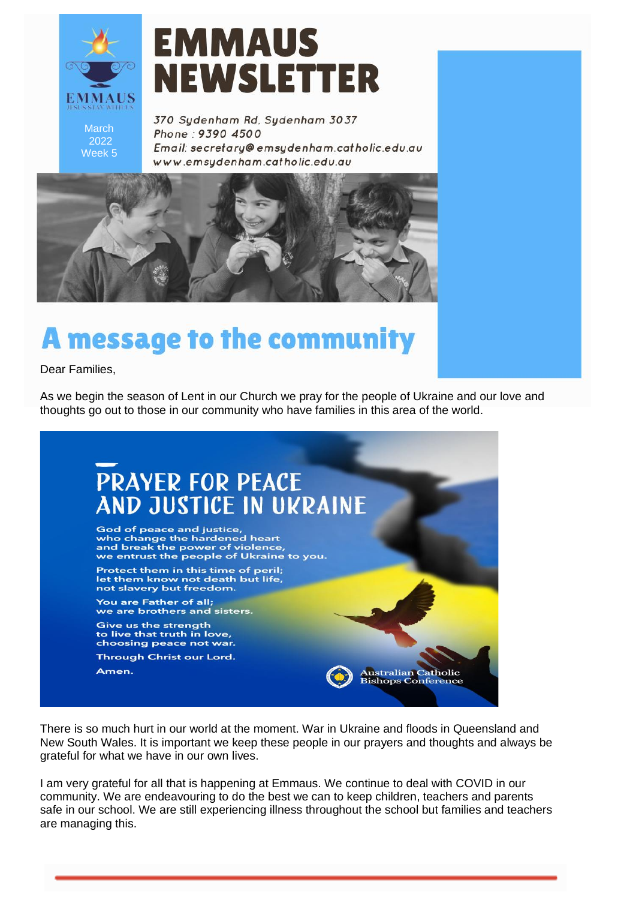# EMMAUS NEWSLETTER

March 2022 Week 5

370 Sydenham Rd, Sydenham 3037
Phone : 9390 4500
Email: secretary@emsydenham.catholic.edu.au
www.emsydenham.catholic.edu.au

## A message to the community

Dear Families,

As we begin the season of Lent in our Church we pray for the people of Ukraine and our love and thoughts go out to those in our community who have families in this area of the world.

### PRAYER FOR PEACE AND JUSTICE IN UKRAINE

God of peace and justice,
who change the hardened heart
and break the power of violence,
we entrust the people of Ukraine to you.

Protect them in this time of peril;
let them know not death but life,
not slavery but freedom.

You are Father of all;
we are brothers and sisters.

Give us the strength
to live that truth in love,
choosing peace not war.

Through Christ our Lord.

Amen.

Australian Catholic Bishops Conference

There is so much hurt in our world at the moment. War in Ukraine and floods in Queensland and New South Wales. It is important we keep these people in our prayers and thoughts and always be grateful for what we have in our own lives.

I am very grateful for all that is happening at Emmaus. We continue to deal with COVID in our community. We are endeavouring to do the best we can to keep children, teachers and parents safe in our school. We are still experiencing illness throughout the school but families and teachers are managing this.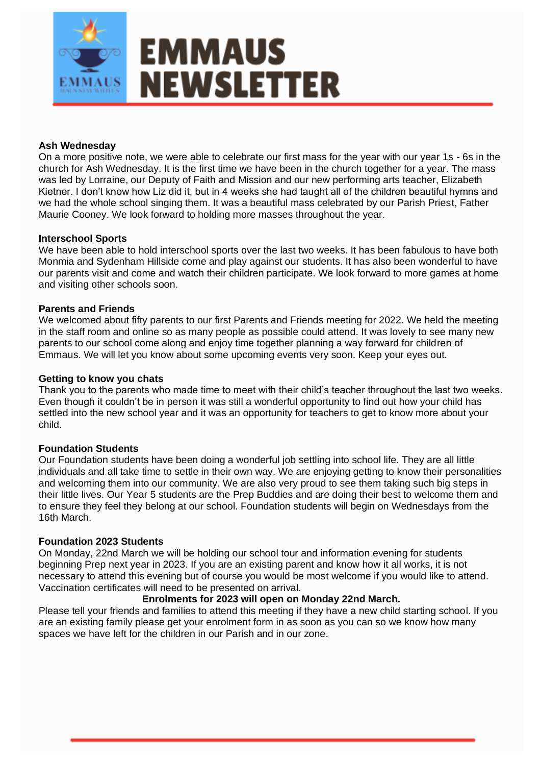# EMMAUS NEWSLETTER

**Ash Wednesday**

On a more positive note, we were able to celebrate our first mass for the year with our year 1s - 6s in the church for Ash Wednesday. It is the first time we have been in the church together for a year. The mass was led by Lorraine, our Deputy of Faith and Mission and our new performing arts teacher, Elizabeth Kietner. I don't know how Liz did it, but in 4 weeks she had taught all of the children beautiful hymns and we had the whole school singing them. It was a beautiful mass celebrated by our Parish Priest, Father Maurie Cooney. We look forward to holding more masses throughout the year.

**Interschool Sports**

We have been able to hold interschool sports over the last two weeks. It has been fabulous to have both Monmia and Sydenham Hillside come and play against our students. It has also been wonderful to have our parents visit and come and watch their children participate. We look forward to more games at home and visiting other schools soon.

**Parents and Friends**

We welcomed about fifty parents to our first Parents and Friends meeting for 2022. We held the meeting in the staff room and online so as many people as possible could attend. It was lovely to see many new parents to our school come along and enjoy time together planning a way forward for children of Emmaus. We will let you know about some upcoming events very soon. Keep your eyes out.

**Getting to know you chats**

Thank you to the parents who made time to meet with their child's teacher throughout the last two weeks. Even though it couldn't be in person it was still a wonderful opportunity to find out how your child has settled into the new school year and it was an opportunity for teachers to get to know more about your child.

**Foundation Students**

Our Foundation students have been doing a wonderful job settling into school life. They are all little individuals and all take time to settle in their own way. We are enjoying getting to know their personalities and welcoming them into our community. We are also very proud to see them taking such big steps in their little lives. Our Year 5 students are the Prep Buddies and are doing their best to welcome them and to ensure they feel they belong at our school. Foundation students will begin on Wednesdays from the 16th March.

**Foundation 2023 Students**

On Monday, 22nd March we will be holding our school tour and information evening for students beginning Prep next year in 2023. If you are an existing parent and know how it all works, it is not necessary to attend this evening but of course you would be most welcome if you would like to attend. Vaccination certificates will need to be presented on arrival.

**Enrolments for 2023 will open on Monday 22nd March.**

Please tell your friends and families to attend this meeting if they have a new child starting school. If you are an existing family please get your enrolment form in as soon as you can so we know how many spaces we have left for the children in our Parish and in our zone.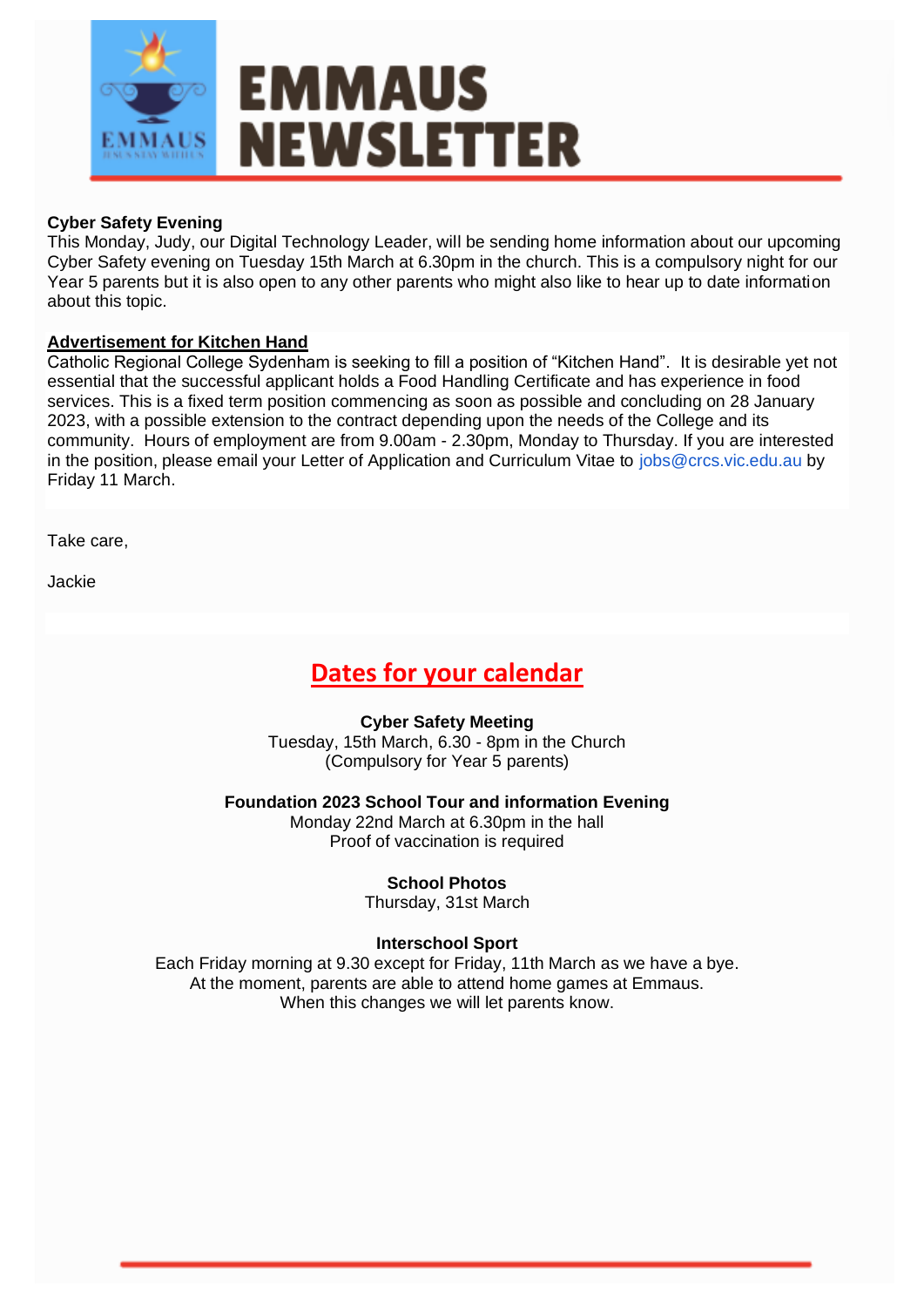# EMMAUS NEWSLETTER

**Cyber Safety Evening**

This Monday, Judy, our Digital Technology Leader, will be sending home information about our upcoming Cyber Safety evening on Tuesday 15th March at 6.30pm in the church. This is a compulsory night for our Year 5 parents but it is also open to any other parents who might also like to hear up to date information about this topic.

**Advertisement for Kitchen Hand**

Catholic Regional College Sydenham is seeking to fill a position of "Kitchen Hand". It is desirable yet not essential that the successful applicant holds a Food Handling Certificate and has experience in food services. This is a fixed term position commencing as soon as possible and concluding on 28 January 2023, with a possible extension to the contract depending upon the needs of the College and its community. Hours of employment are from 9.00am - 2.30pm, Monday to Thursday. If you are interested in the position, please email your Letter of Application and Curriculum Vitae to jobs@crcs.vic.edu.au by Friday 11 March.

Take care,

Jackie

## Dates for your calendar

**Cyber Safety Meeting**
Tuesday, 15th March, 6.30 - 8pm in the Church
(Compulsory for Year 5 parents)

**Foundation 2023 School Tour and information Evening**
Monday 22nd March at 6.30pm in the hall
Proof of vaccination is required

**School Photos**
Thursday, 31st March

**Interschool Sport**
Each Friday morning at 9.30 except for Friday, 11th March as we have a bye.
At the moment, parents are able to attend home games at Emmaus.
When this changes we will let parents know.